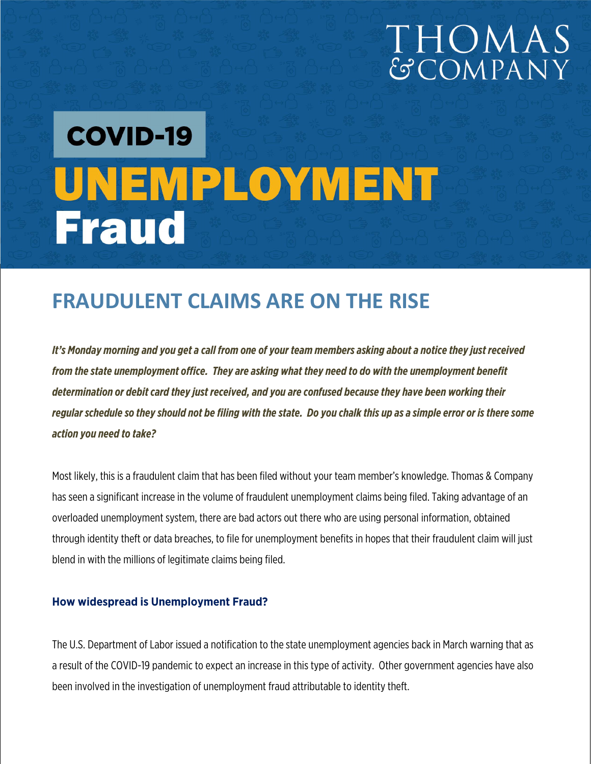THOMAS & COMPANY

# COVID-19 UNEMPLOYMENT Fraud

## FRAUDULENT CLAIMS ARE ON THE RISE

***It's Monday morning and you get a call from one of your team members asking about a notice they just received from the state unemployment office. They are asking what they need to do with the unemployment benefit determination or debit card they just received, and you are confused because they have been working their regular schedule so they should not be filing with the state. Do you chalk this up as a simple error or is there some action you need to take?***

Most likely, this is a fraudulent claim that has been filed without your team member's knowledge. Thomas & Company has seen a significant increase in the volume of fraudulent unemployment claims being filed. Taking advantage of an overloaded unemployment system, there are bad actors out there who are using personal information, obtained through identity theft or data breaches, to file for unemployment benefits in hopes that their fraudulent claim will just blend in with the millions of legitimate claims being filed.

### How widespread is Unemployment Fraud?

The U.S. Department of Labor issued a notification to the state unemployment agencies back in March warning that as a result of the COVID-19 pandemic to expect an increase in this type of activity. Other government agencies have also been involved in the investigation of unemployment fraud attributable to identity theft.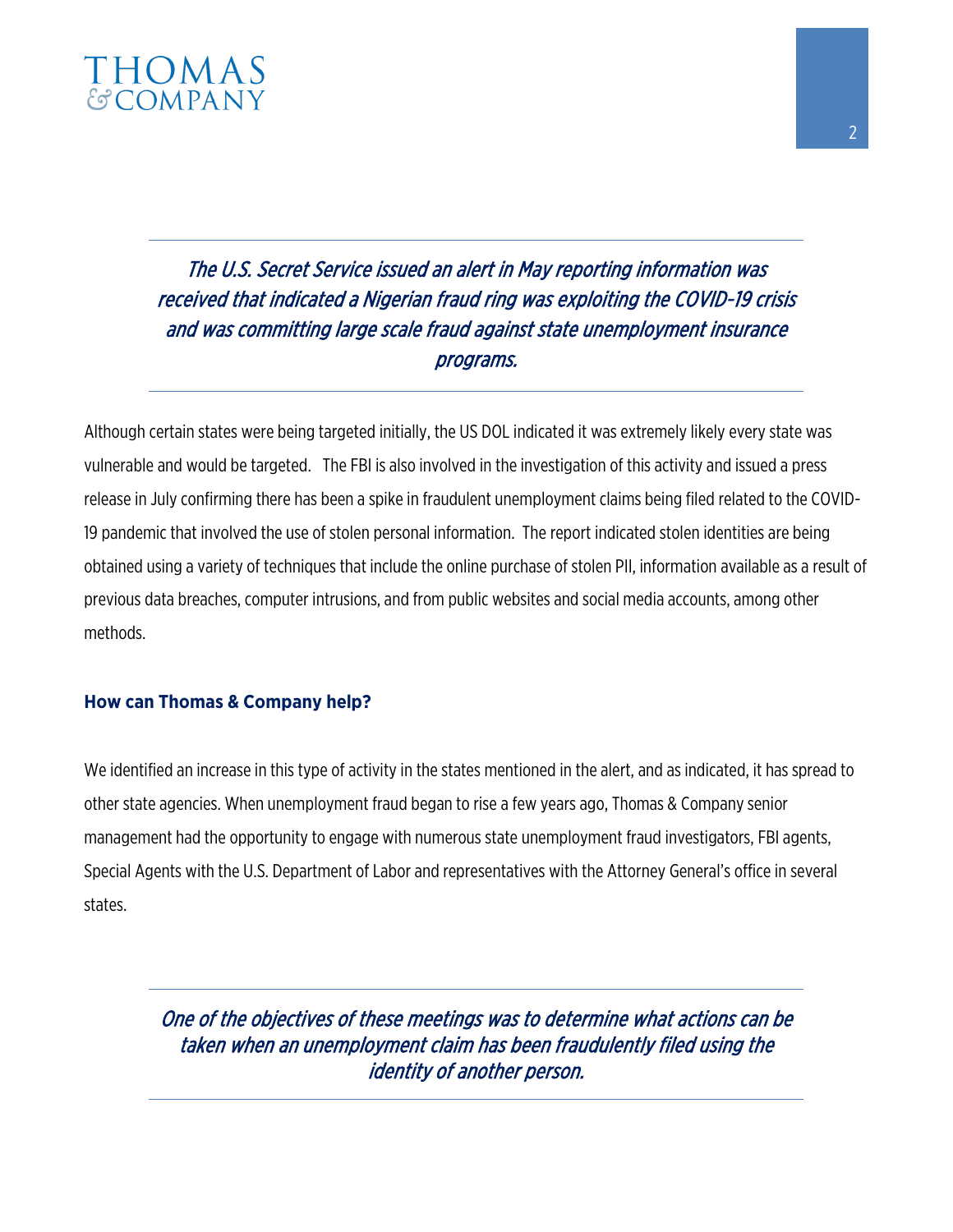*The U.S. Secret Service issued an alert in May reporting information was received that indicated a Nigerian fraud ring was exploiting the COVID-19 crisis and was committing large scale fraud against state unemployment insurance programs.*

Although certain states were being targeted initially, the US DOL indicated it was extremely likely every state was vulnerable and would be targeted. The FBI is also involved in the investigation of this activity and issued a press release in July confirming there has been a spike in fraudulent unemployment claims being filed related to the COVID-19 pandemic that involved the use of stolen personal information. The report indicated stolen identities are being obtained using a variety of techniques that include the online purchase of stolen PII, information available as a result of previous data breaches, computer intrusions, and from public websites and social media accounts, among other methods.

### How can Thomas & Company help?

We identified an increase in this type of activity in the states mentioned in the alert, and as indicated, it has spread to other state agencies. When unemployment fraud began to rise a few years ago, Thomas & Company senior management had the opportunity to engage with numerous state unemployment fraud investigators, FBI agents, Special Agents with the U.S. Department of Labor and representatives with the Attorney General's office in several states.

*One of the objectives of these meetings was to determine what actions can be taken when an unemployment claim has been fraudulently filed using the identity of another person.*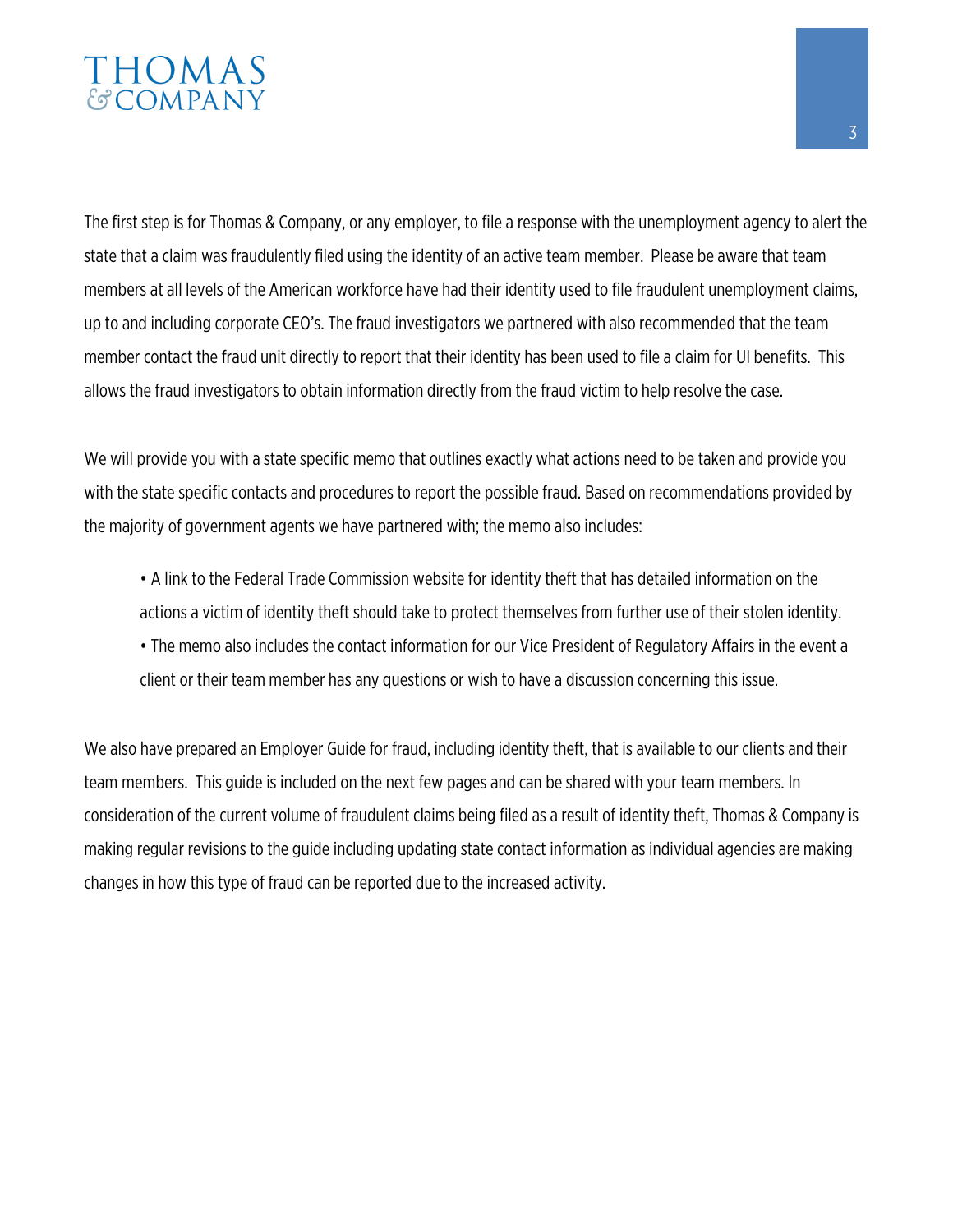The first step is for Thomas & Company, or any employer, to file a response with the unemployment agency to alert the state that a claim was fraudulently filed using the identity of an active team member. Please be aware that team members at all levels of the American workforce have had their identity used to file fraudulent unemployment claims, up to and including corporate CEO's. The fraud investigators we partnered with also recommended that the team member contact the fraud unit directly to report that their identity has been used to file a claim for UI benefits. This allows the fraud investigators to obtain information directly from the fraud victim to help resolve the case.

We will provide you with a state specific memo that outlines exactly what actions need to be taken and provide you with the state specific contacts and procedures to report the possible fraud. Based on recommendations provided by the majority of government agents we have partnered with; the memo also includes:

- A link to the Federal Trade Commission website for identity theft that has detailed information on the actions a victim of identity theft should take to protect themselves from further use of their stolen identity.
- The memo also includes the contact information for our Vice President of Regulatory Affairs in the event a client or their team member has any questions or wish to have a discussion concerning this issue.

We also have prepared an Employer Guide for fraud, including identity theft, that is available to our clients and their team members. This guide is included on the next few pages and can be shared with your team members. In consideration of the current volume of fraudulent claims being filed as a result of identity theft, Thomas & Company is making regular revisions to the guide including updating state contact information as individual agencies are making changes in how this type of fraud can be reported due to the increased activity.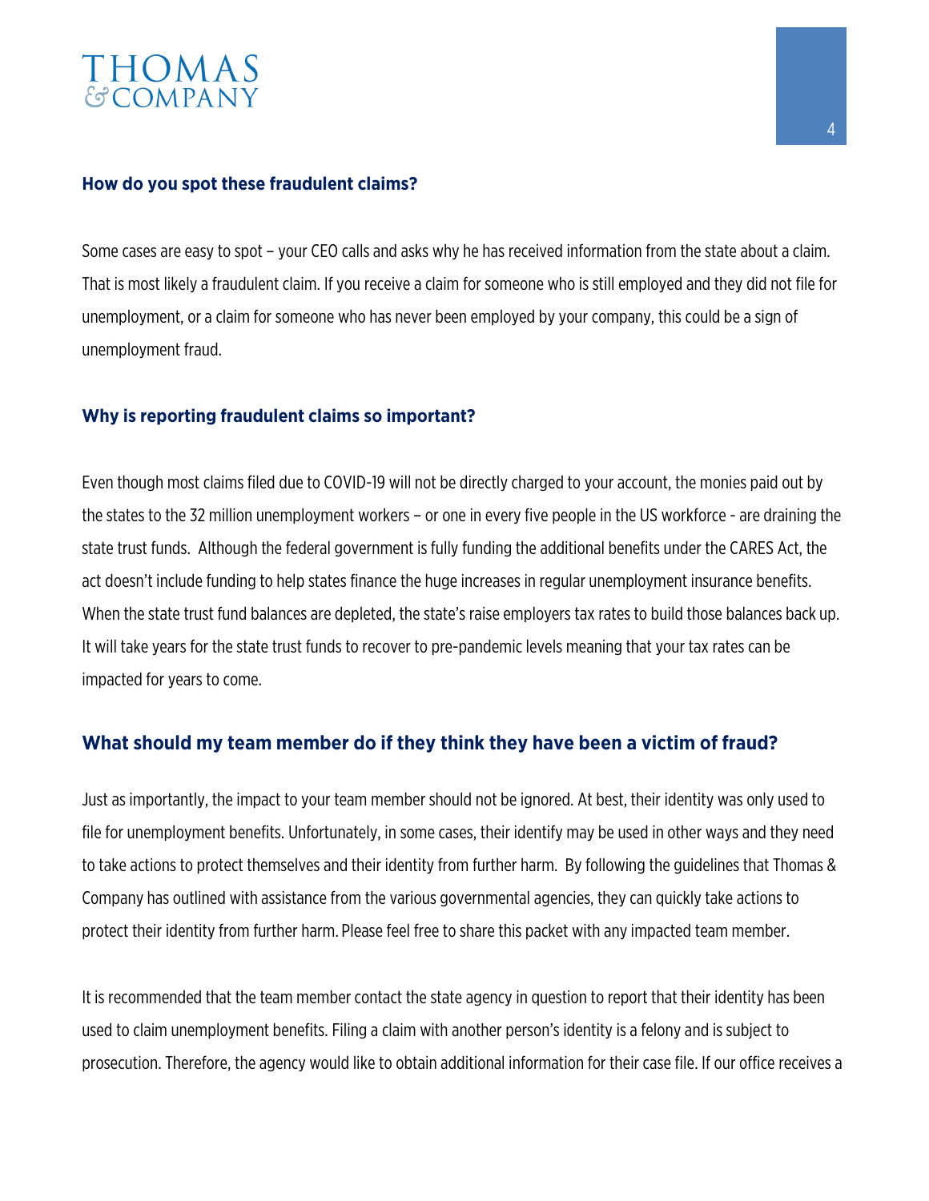### How do you spot these fraudulent claims?

Some cases are easy to spot – your CEO calls and asks why he has received information from the state about a claim. That is most likely a fraudulent claim. If you receive a claim for someone who is still employed and they did not file for unemployment, or a claim for someone who has never been employed by your company, this could be a sign of unemployment fraud.

### Why is reporting fraudulent claims so important?

Even though most claims filed due to COVID-19 will not be directly charged to your account, the monies paid out by the states to the 32 million unemployment workers – or one in every five people in the US workforce - are draining the state trust funds. Although the federal government is fully funding the additional benefits under the CARES Act, the act doesn't include funding to help states finance the huge increases in regular unemployment insurance benefits. When the state trust fund balances are depleted, the state's raise employers tax rates to build those balances back up. It will take years for the state trust funds to recover to pre-pandemic levels meaning that your tax rates can be impacted for years to come.

## What should my team member do if they think they have been a victim of fraud?

Just as importantly, the impact to your team member should not be ignored. At best, their identity was only used to file for unemployment benefits. Unfortunately, in some cases, their identify may be used in other ways and they need to take actions to protect themselves and their identity from further harm. By following the guidelines that Thomas & Company has outlined with assistance from the various governmental agencies, they can quickly take actions to protect their identity from further harm. Please feel free to share this packet with any impacted team member.

It is recommended that the team member contact the state agency in question to report that their identity has been used to claim unemployment benefits. Filing a claim with another person's identity is a felony and is subject to prosecution. Therefore, the agency would like to obtain additional information for their case file. If our office receives a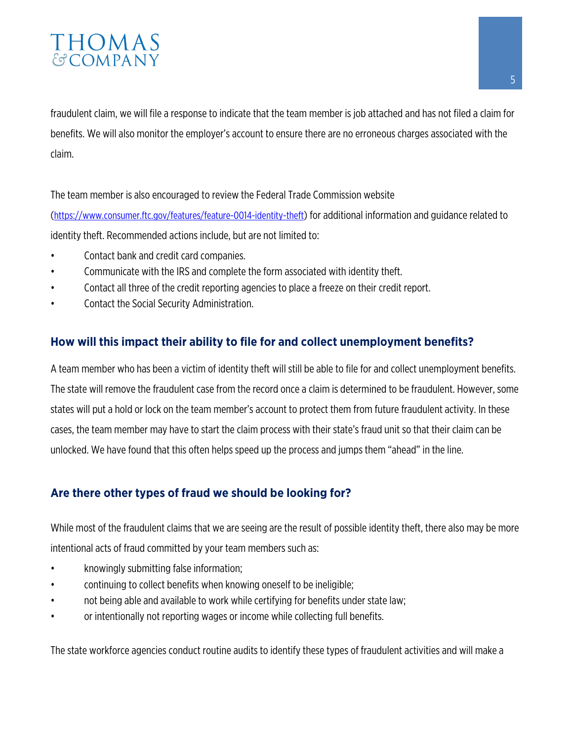fraudulent claim, we will file a response to indicate that the team member is job attached and has not filed a claim for benefits. We will also monitor the employer's account to ensure there are no erroneous charges associated with the claim.

The team member is also encouraged to review the Federal Trade Commission website (https://www.consumer.ftc.gov/features/feature-0014-identity-theft) for additional information and guidance related to identity theft. Recommended actions include, but are not limited to:

- Contact bank and credit card companies.
- Communicate with the IRS and complete the form associated with identity theft.
- Contact all three of the credit reporting agencies to place a freeze on their credit report.
- Contact the Social Security Administration.

## How will this impact their ability to file for and collect unemployment benefits?

A team member who has been a victim of identity theft will still be able to file for and collect unemployment benefits. The state will remove the fraudulent case from the record once a claim is determined to be fraudulent. However, some states will put a hold or lock on the team member's account to protect them from future fraudulent activity. In these cases, the team member may have to start the claim process with their state's fraud unit so that their claim can be unlocked. We have found that this often helps speed up the process and jumps them "ahead" in the line.

## Are there other types of fraud we should be looking for?

While most of the fraudulent claims that we are seeing are the result of possible identity theft, there also may be more intentional acts of fraud committed by your team members such as:

- knowingly submitting false information;
- continuing to collect benefits when knowing oneself to be ineligible;
- not being able and available to work while certifying for benefits under state law;
- or intentionally not reporting wages or income while collecting full benefits.

The state workforce agencies conduct routine audits to identify these types of fraudulent activities and will make a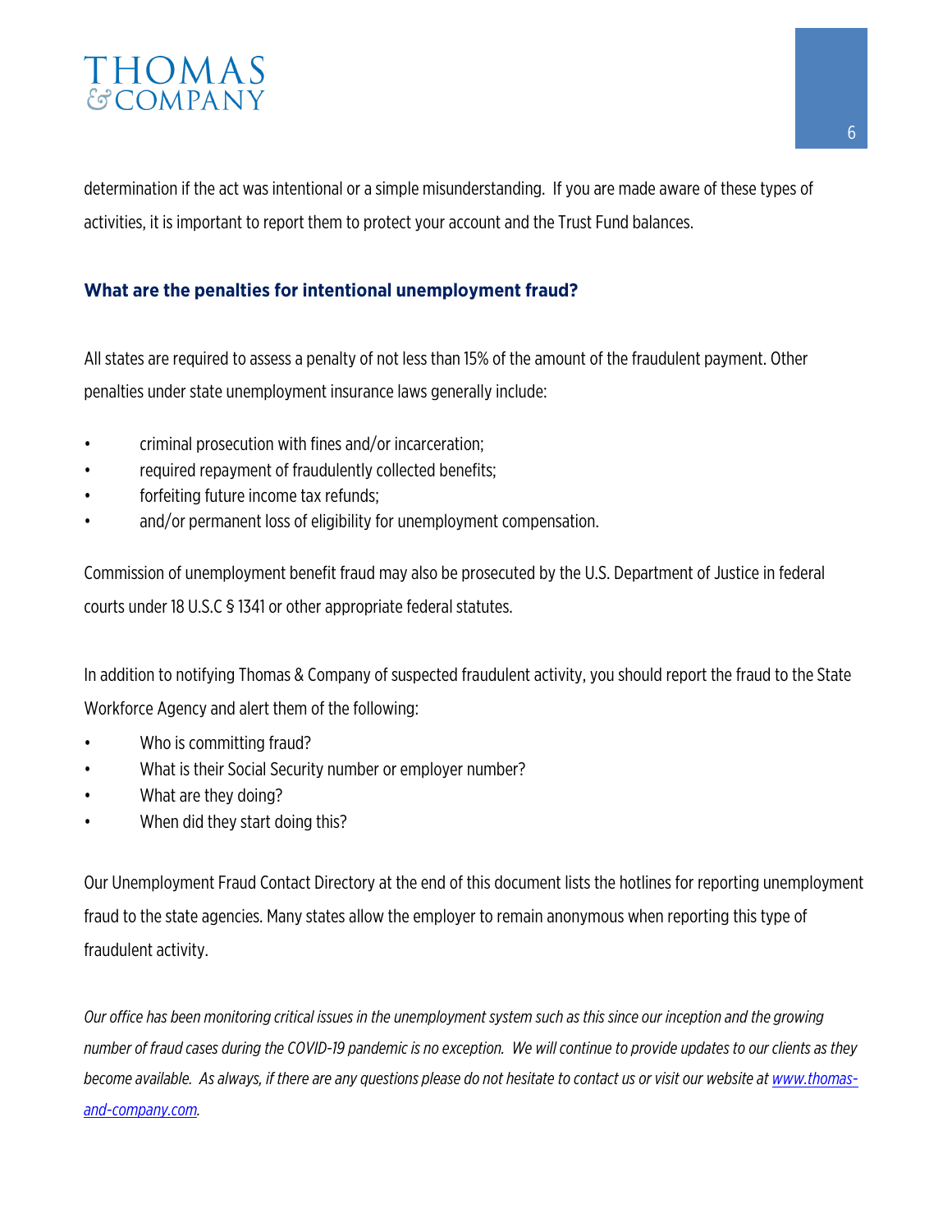determination if the act was intentional or a simple misunderstanding. If you are made aware of these types of activities, it is important to report them to protect your account and the Trust Fund balances.

### What are the penalties for intentional unemployment fraud?

All states are required to assess a penalty of not less than 15% of the amount of the fraudulent payment. Other penalties under state unemployment insurance laws generally include:

- criminal prosecution with fines and/or incarceration;
- required repayment of fraudulently collected benefits;
- forfeiting future income tax refunds;
- and/or permanent loss of eligibility for unemployment compensation.

Commission of unemployment benefit fraud may also be prosecuted by the U.S. Department of Justice in federal courts under 18 U.S.C § 1341 or other appropriate federal statutes.

In addition to notifying Thomas & Company of suspected fraudulent activity, you should report the fraud to the State Workforce Agency and alert them of the following:

- Who is committing fraud?
- What is their Social Security number or employer number?
- What are they doing?
- When did they start doing this?

Our Unemployment Fraud Contact Directory at the end of this document lists the hotlines for reporting unemployment fraud to the state agencies. Many states allow the employer to remain anonymous when reporting this type of fraudulent activity.

*Our office has been monitoring critical issues in the unemployment system such as this since our inception and the growing number of fraud cases during the COVID-19 pandemic is no exception. We will continue to provide updates to our clients as they become available. As always, if there are any questions please do not hesitate to contact us or visit our website at [www.thomas-and-company.com](http://www.thomas-and-company.com).*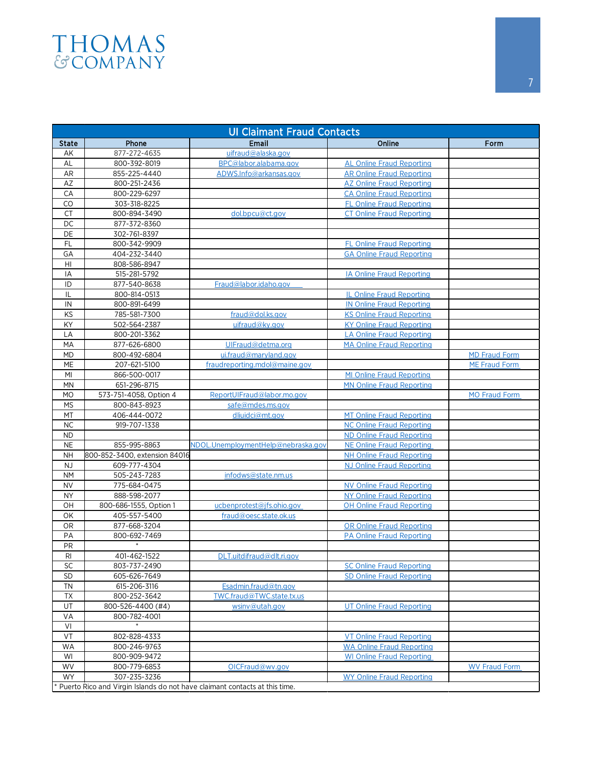| UI Claimant Fraud Contacts | | | | |
|---|---|---|---|---|
| State | Phone | Email | Online | Form |
| AK | 877-272-4635 | uifraud@alaska.gov | | |
| AL | 800-392-8019 | BPC@labor.alabama.gov | AL Online Fraud Reporting | |
| AR | 855-225-4440 | ADWS.Info@arkansas.gov | AR Online Fraud Reporting | |
| AZ | 800-251-2436 | | AZ Online Fraud Reporting | |
| CA | 800-229-6297 | | CA Online Fraud Reporting | |
| CO | 303-318-8225 | | FL Online Fraud Reporting | |
| CT | 800-894-3490 | dol.bpcu@ct.gov | CT Online Fraud Reporting | |
| DC | 877-372-8360 | | | |
| DE | 302-761-8397 | | | |
| FL | 800-342-9909 | | FL Online Fraud Reporting | |
| GA | 404-232-3440 | | GA Online Fraud Reporting | |
| HI | 808-586-8947 | | | |
| IA | 515-281-5792 | | IA Online Fraud Reporting | |
| ID | 877-540-8638 | Fraud@labor.idaho.gov | | |
| IL | 800-814-0513 | | IL Online Fraud Reporting | |
| IN | 800-891-6499 | | IN Online Fraud Reporting | |
| KS | 785-581-7300 | fraud@dol.ks.gov | KS Online Fraud Reporting | |
| KY | 502-564-2387 | uifraud@ky.gov | KY Online Fraud Reporting | |
| LA | 800-201-3362 | | LA Online Fraud Reporting | |
| MA | 877-626-6800 | UIFraud@detma.org | MA Online Fraud Reporting | |
| MD | 800-492-6804 | ui.fraud@maryland.gov | | MD Fraud Form |
| ME | 207-621-5100 | fraudreporting.mdol@maine.gov | | ME Fraud Form |
| MI | 866-500-0017 | | MI Online Fraud Reporting | |
| MN | 651-296-8715 | | MN Online Fraud Reporting | |
| MO | 573-751-4058, Option 4 | ReportUIFraud@labor.mo.gov | | MO Fraud Form |
| MS | 800-843-8923 | safe@mdes.ms.gov | | |
| MT | 406-444-0072 | dliuidci@mt.gov | MT Online Fraud Reporting | |
| NC | 919-707-1338 | | NC Online Fraud Reporting | |
| ND | | | ND Online Fraud Reporting | |
| NE | 855-995-8863 | NDOL.UnemploymentHelp@nebraska.gov | NE Online Fraud Reporting | |
| NH | 800-852-3400, extension 84016 | | NH Online Fraud Reporting | |
| NJ | 609-777-4304 | | NJ Online Fraud Reporting | |
| NM | 505-243-7283 | infodws@state.nm.us | | |
| NV | 775-684-0475 | | NV Online Fraud Reporting | |
| NY | 888-598-2077 | | NY Online Fraud Reporting | |
| OH | 800-686-1555, Option 1 | ucbenprotest@jfs.ohio.gov | OH Online Fraud Reporting | |
| OK | 405-557-5400 | fraud@oesc.state.ok.us | | |
| OR | 877-668-3204 | | OR Online Fraud Reporting | |
| PA | 800-692-7469 | | PA Online Fraud Reporting | |
| PR | * | | | |
| RI | 401-462-1522 | DLT.uitdifraud@dlt.ri.gov | | |
| SC | 803-737-2490 | | SC Online Fraud Reporting | |
| SD | 605-626-7649 | | SD Online Fraud Reporting | |
| TN | 615-206-3116 | Esadmin.fraud@tn.gov | | |
| TX | 800-252-3642 | TWC.fraud@TWC.state.tx.us | | |
| UT | 800-526-4400 (#4) | wsinv@utah.gov | UT Online Fraud Reporting | |
| VA | 800-782-4001 | | | |
| VI | * | | | |
| VT | 802-828-4333 | | VT Online Fraud Reporting | |
| WA | 800-246-9763 | | WA Online Fraud Reporting | |
| WI | 800-909-9472 | | WI Online Fraud Reporting | |
| WV | 800-779-6853 | OICFraud@wv.gov | | WV Fraud Form |
| WY | 307-235-3236 | | WY Online Fraud Reporting | |

* Puerto Rico and Virgin Islands do not have claimant contacts at this time.